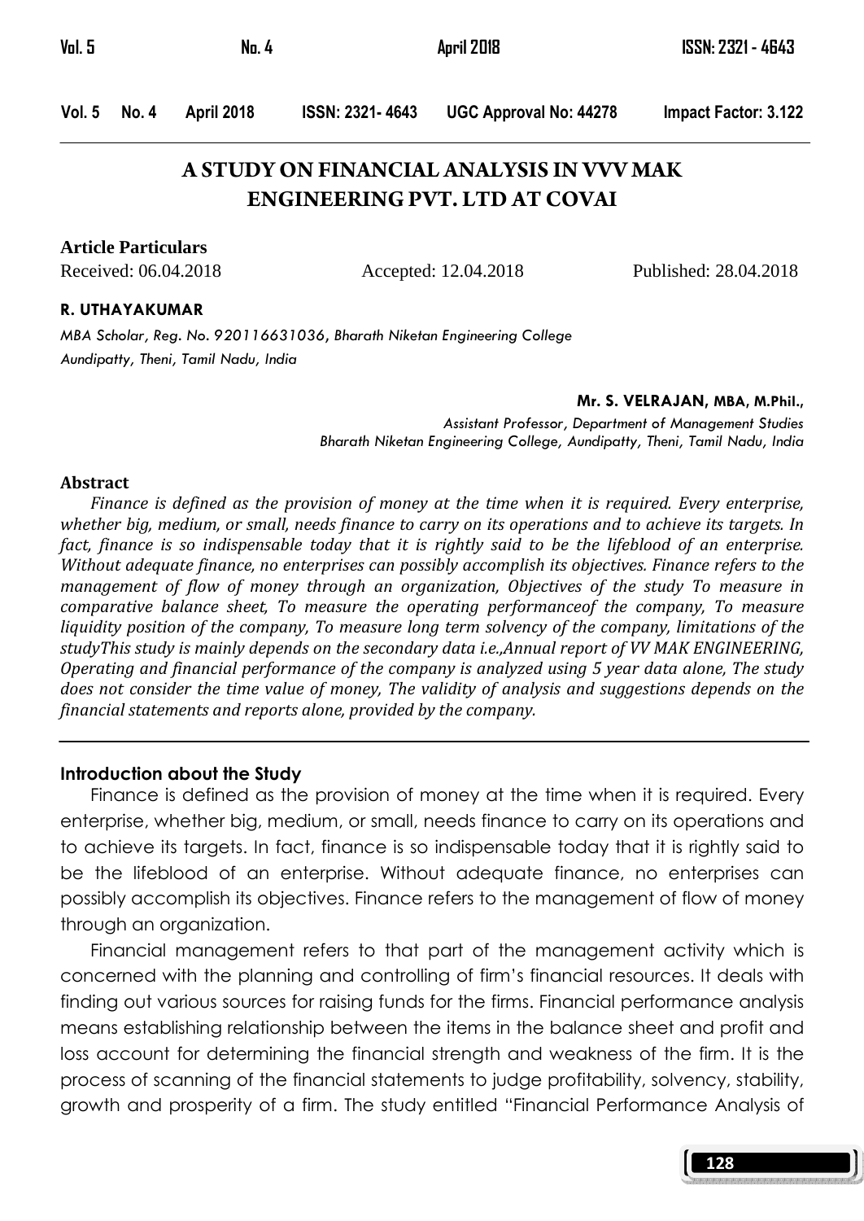# A STUDY ON FINANCIAL ANALYSIS IN VVV MAK ENGINEERING PVT. LTD AT COVAI

**Article Particulars**

Received: 06.04.2018 Accepted: 12.04.2018 Published: 28.04.2018

**R. UTHAYAKUMAR**

*MBA Scholar, Reg. No. 920116631036, Bharath Niketan Engineering College*
*Aundipatty, Theni, Tamil Nadu, India*

**Mr. S. VELRAJAN, MBA, M.Phil.,**

*Assistant Professor, Department of Management Studies*
*Bharath Niketan Engineering College, Aundipatty, Theni, Tamil Nadu, India*

## Abstract

*Finance is defined as the provision of money at the time when it is required. Every enterprise, whether big, medium, or small, needs finance to carry on its operations and to achieve its targets. In fact, finance is so indispensable today that it is rightly said to be the lifeblood of an enterprise. Without adequate finance, no enterprises can possibly accomplish its objectives. Finance refers to the management of flow of money through an organization, Objectives of the study To measure in comparative balance sheet, To measure the operating performanceof the company, To measure liquidity position of the company, To measure long term solvency of the company, limitations of the studyThis study is mainly depends on the secondary data i.e.,Annual report of VV MAK ENGINEERING, Operating and financial performance of the company is analyzed using 5 year data alone, The study does not consider the time value of money, The validity of analysis and suggestions depends on the financial statements and reports alone, provided by the company.*

## Introduction about the Study

Finance is defined as the provision of money at the time when it is required. Every enterprise, whether big, medium, or small, needs finance to carry on its operations and to achieve its targets. In fact, finance is so indispensable today that it is rightly said to be the lifeblood of an enterprise. Without adequate finance, no enterprises can possibly accomplish its objectives. Finance refers to the management of flow of money through an organization.

Financial management refers to that part of the management activity which is concerned with the planning and controlling of firm's financial resources. It deals with finding out various sources for raising funds for the firms. Financial performance analysis means establishing relationship between the items in the balance sheet and profit and loss account for determining the financial strength and weakness of the firm. It is the process of scanning of the financial statements to judge profitability, solvency, stability, growth and prosperity of a firm. The study entitled "Financial Performance Analysis of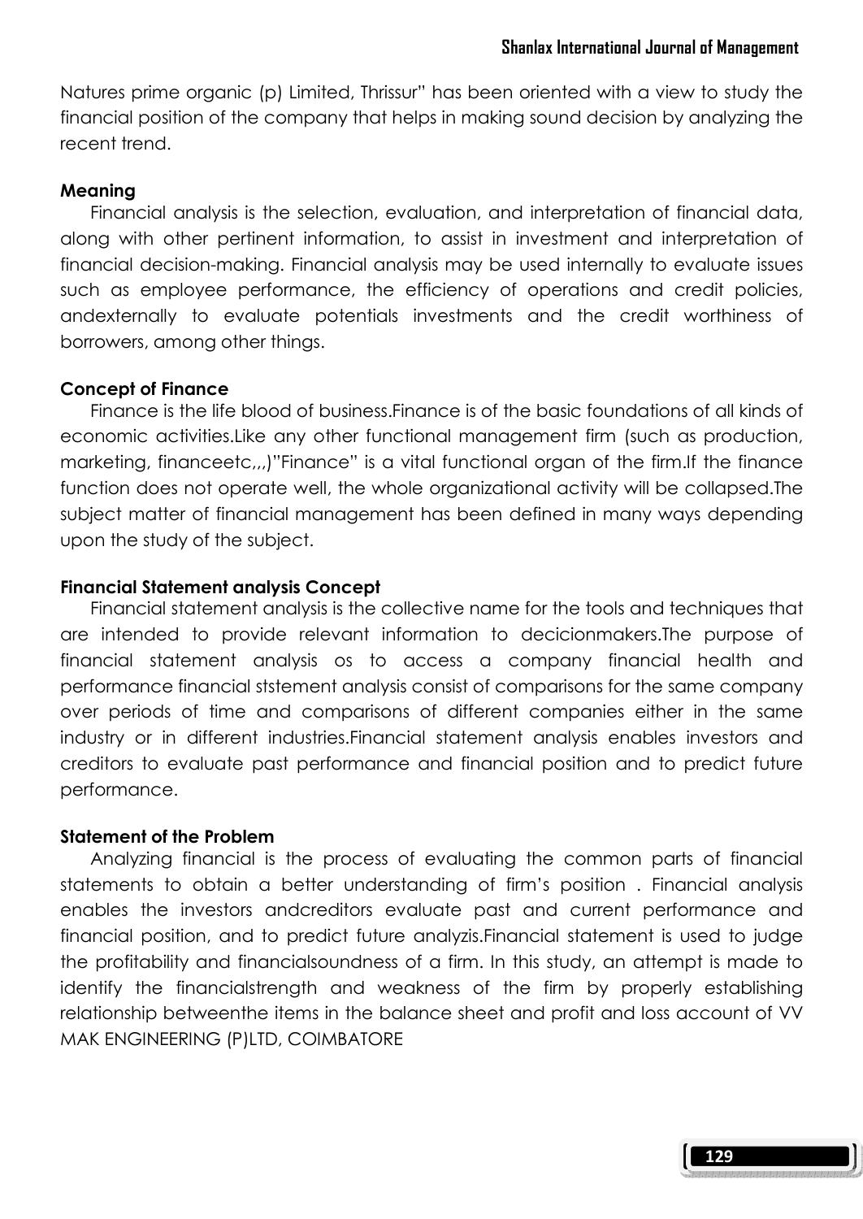Natures prime organic (p) Limited, Thrissur" has been oriented with a view to study the financial position of the company that helps in making sound decision by analyzing the recent trend.

### Meaning

Financial analysis is the selection, evaluation, and interpretation of financial data, along with other pertinent information, to assist in investment and interpretation of financial decision-making. Financial analysis may be used internally to evaluate issues such as employee performance, the efficiency of operations and credit policies, andexternally to evaluate potentials investments and the credit worthiness of borrowers, among other things.

### Concept of Finance

Finance is the life blood of business.Finance is of the basic foundations of all kinds of economic activities.Like any other functional management firm (such as production, marketing, financeetc,,,)"Finance" is a vital functional organ of the firm.If the finance function does not operate well, the whole organizational activity will be collapsed.The subject matter of financial management has been defined in many ways depending upon the study of the subject.

### Financial Statement analysis Concept

Financial statement analysis is the collective name for the tools and techniques that are intended to provide relevant information to decicionmakers.The purpose of financial statement analysis os to access a company financial health and performance financial ststement analysis consist of comparisons for the same company over periods of time and comparisons of different companies either in the same industry or in different industries.Financial statement analysis enables investors and creditors to evaluate past performance and financial position and to predict future performance.

### Statement of the Problem

Analyzing financial is the process of evaluating the common parts of financial statements to obtain a better understanding of firm's position . Financial analysis enables the investors andcreditors evaluate past and current performance and financial position, and to predict future analyzis.Financial statement is used to judge the profitability and financialsoundness of a firm. In this study, an attempt is made to identify the financialstrength and weakness of the firm by properly establishing relationship betweenthe items in the balance sheet and profit and loss account of VV MAK ENGINEERING (P)LTD, COIMBATORE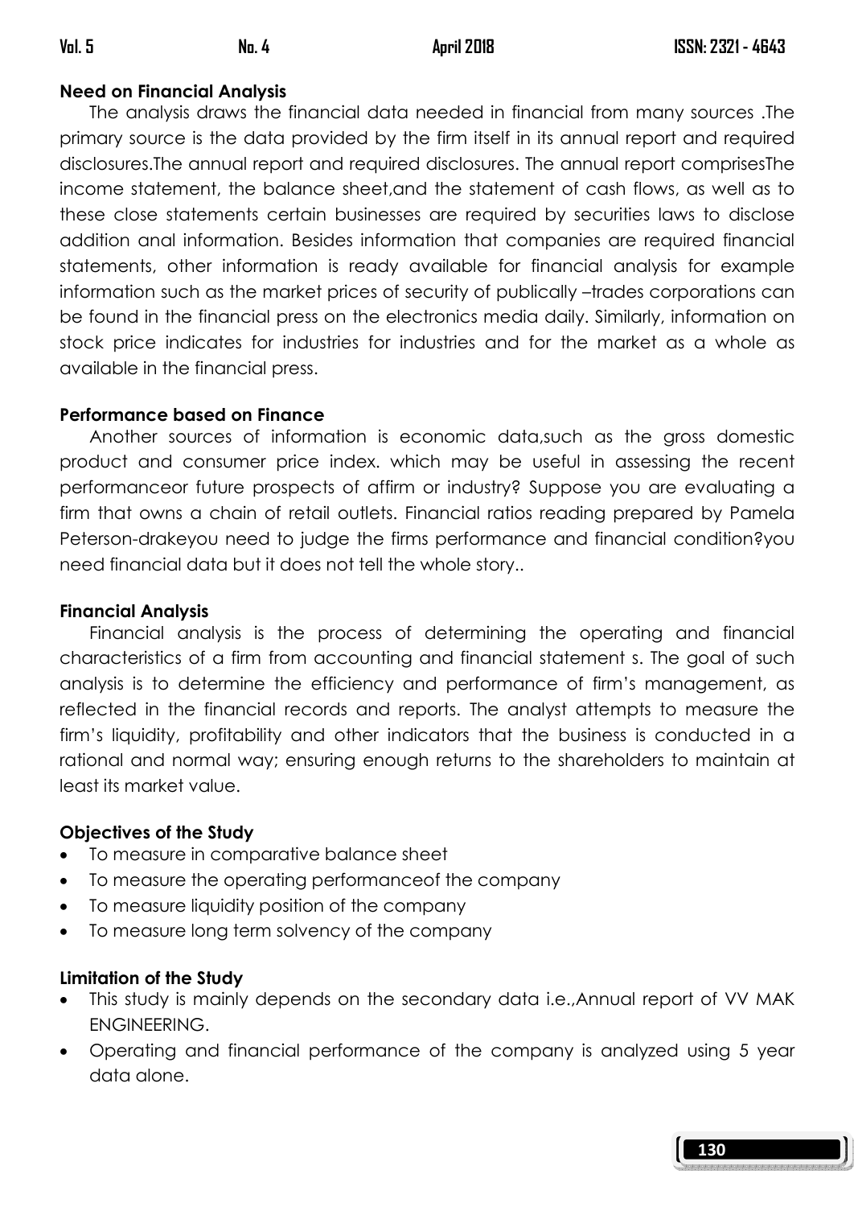### Need on Financial Analysis

The analysis draws the financial data needed in financial from many sources .The primary source is the data provided by the firm itself in its annual report and required disclosures.The annual report and required disclosures. The annual report comprisesThe income statement, the balance sheet,and the statement of cash flows, as well as to these close statements certain businesses are required by securities laws to disclose addition anal information. Besides information that companies are required financial statements, other information is ready available for financial analysis for example information such as the market prices of security of publically –trades corporations can be found in the financial press on the electronics media daily. Similarly, information on stock price indicates for industries for industries and for the market as a whole as available in the financial press.

### Performance based on Finance

Another sources of information is economic data,such as the gross domestic product and consumer price index. which may be useful in assessing the recent performanceor future prospects of affirm or industry? Suppose you are evaluating a firm that owns a chain of retail outlets. Financial ratios reading prepared by Pamela Peterson-drakeyou need to judge the firms performance and financial condition?you need financial data but it does not tell the whole story..

### Financial Analysis

Financial analysis is the process of determining the operating and financial characteristics of a firm from accounting and financial statement s. The goal of such analysis is to determine the efficiency and performance of firm's management, as reflected in the financial records and reports. The analyst attempts to measure the firm's liquidity, profitability and other indicators that the business is conducted in a rational and normal way; ensuring enough returns to the shareholders to maintain at least its market value.

### Objectives of the Study

- To measure in comparative balance sheet
- To measure the operating performanceof the company
- To measure liquidity position of the company
- To measure long term solvency of the company

### Limitation of the Study

- This study is mainly depends on the secondary data i.e.,Annual report of VV MAK ENGINEERING.
- Operating and financial performance of the company is analyzed using 5 year data alone.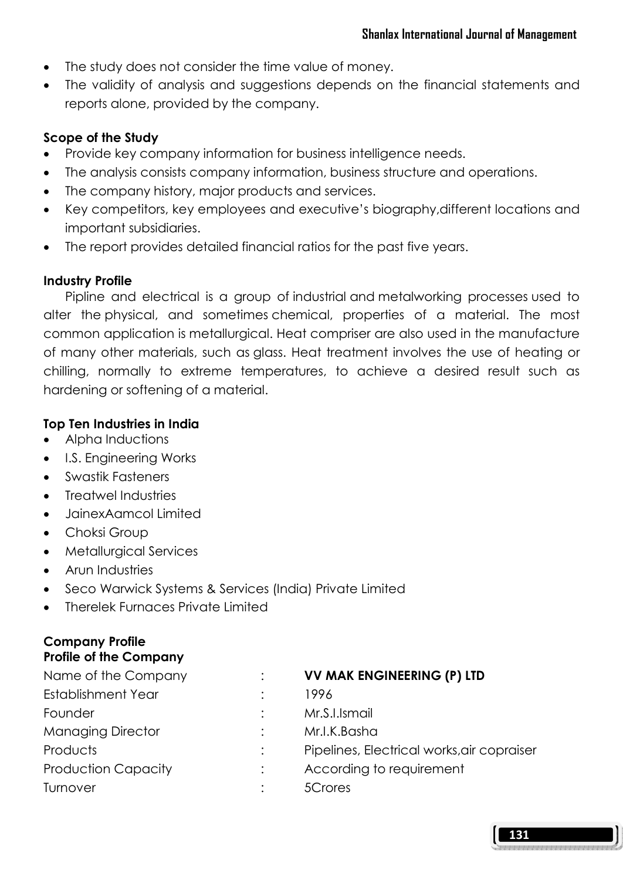- The study does not consider the time value of money.
- The validity of analysis and suggestions depends on the financial statements and reports alone, provided by the company.

**Scope of the Study**

- Provide key company information for business intelligence needs.
- The analysis consists company information, business structure and operations.
- The company history, major products and services.
- Key competitors, key employees and executive's biography,different locations and important subsidiaries.
- The report provides detailed financial ratios for the past five years.

**Industry Profile**

Pipline and electrical is a group of industrial and metalworking processes used to alter the physical, and sometimes chemical, properties of a material. The most common application is metallurgical. Heat compriser are also used in the manufacture of many other materials, such as glass. Heat treatment involves the use of heating or chilling, normally to extreme temperatures, to achieve a desired result such as hardening or softening of a material.

**Top Ten Industries in India**

- Alpha Inductions
- I.S. Engineering Works
- Swastik Fasteners
- Treatwel Industries
- JainexAamcol Limited
- Choksi Group
- Metallurgical Services
- Arun Industries
- Seco Warwick Systems & Services (India) Private Limited
- Therelek Furnaces Private Limited

**Company Profile**

**Profile of the Company**

| | | |
|---|---|---|
| Name of the Company | : | **VV MAK ENGINEERING (P) LTD** |
| Establishment Year | : | 1996 |
| Founder | : | Mr.S.I.Ismail |
| Managing Director | : | Mr.I.K.Basha |
| Products | : | Pipelines, Electrical works,air copraiser |
| Production Capacity | : | According to requirement |
| Turnover | : | 5Crores |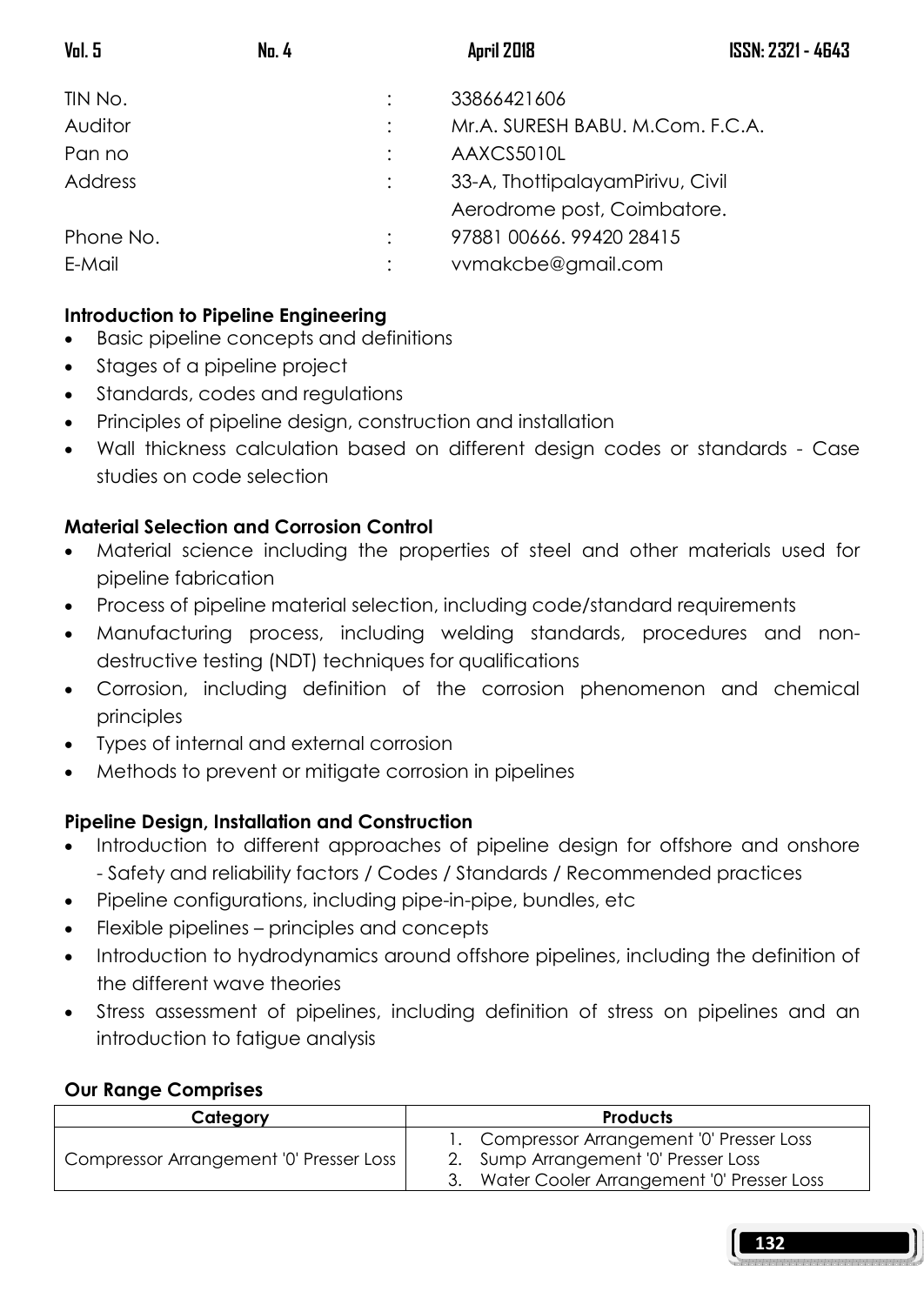| | | |
|---|---|---|
| TIN No. | : | 33866421606 |
| Auditor | : | Mr.A. SURESH BABU. M.Com. F.C.A. |
| Pan no | : | AAXCS5010L |
| Address | : | 33-A, ThottipalayamPirivu, Civil Aerodrome post, Coimbatore. |
| Phone No. | : | 97881 00666. 99420 28415 |
| E-Mail | : | vvmakcbe@gmail.com |

**Introduction to Pipeline Engineering**

- Basic pipeline concepts and definitions
- Stages of a pipeline project
- Standards, codes and regulations
- Principles of pipeline design, construction and installation
- Wall thickness calculation based on different design codes or standards - Case studies on code selection

**Material Selection and Corrosion Control**

- Material science including the properties of steel and other materials used for pipeline fabrication
- Process of pipeline material selection, including code/standard requirements
- Manufacturing process, including welding standards, procedures and non-destructive testing (NDT) techniques for qualifications
- Corrosion, including definition of the corrosion phenomenon and chemical principles
- Types of internal and external corrosion
- Methods to prevent or mitigate corrosion in pipelines

**Pipeline Design, Installation and Construction**

- Introduction to different approaches of pipeline design for offshore and onshore - Safety and reliability factors / Codes / Standards / Recommended practices
- Pipeline configurations, including pipe-in-pipe, bundles, etc
- Flexible pipelines – principles and concepts
- Introduction to hydrodynamics around offshore pipelines, including the definition of the different wave theories
- Stress assessment of pipelines, including definition of stress on pipelines and an introduction to fatigue analysis

**Our Range Comprises**

| Category | Products |
|---|---|
| Compressor Arrangement '0' Presser Loss | 1. Compressor Arrangement '0' Presser Loss<br>2. Sump Arrangement '0' Presser Loss<br>3. Water Cooler Arrangement '0' Presser Loss |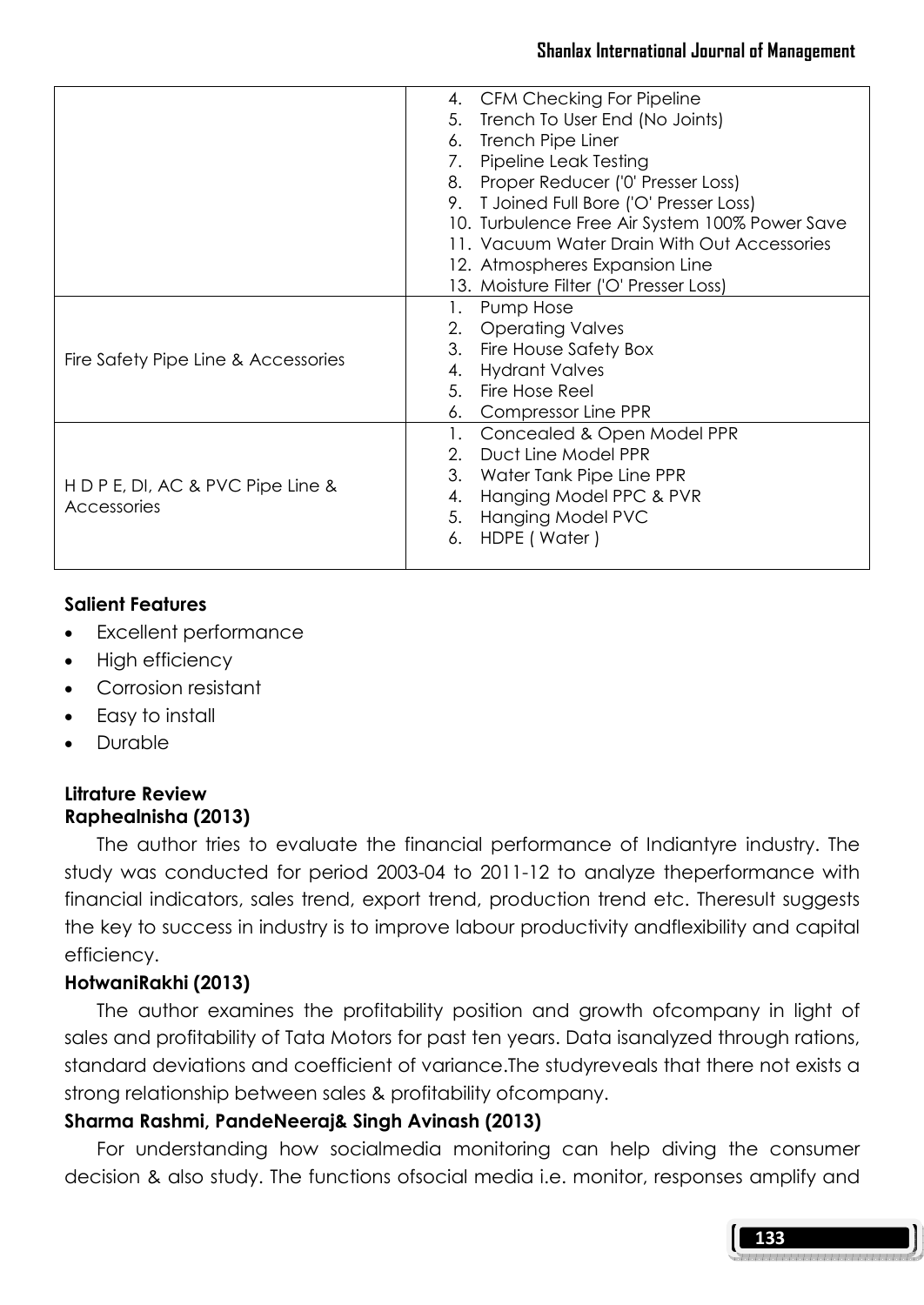| | |
|---|---|
| | 4. CFM Checking For Pipeline<br>5. Trench To User End (No Joints)<br>6. Trench Pipe Liner<br>7. Pipeline Leak Testing<br>8. Proper Reducer ('0' Presser Loss)<br>9. T Joined Full Bore ('O' Presser Loss)<br>10. Turbulence Free Air System 100% Power Save<br>11. Vacuum Water Drain With Out Accessories<br>12. Atmospheres Expansion Line<br>13. Moisture Filter ('O' Presser Loss) |
| Fire Safety Pipe Line & Accessories | 1. Pump Hose<br>2. Operating Valves<br>3. Fire House Safety Box<br>4. Hydrant Valves<br>5. Fire Hose Reel<br>6. Compressor Line PPR |
| H D P E, DI, AC & PVC Pipe Line & Accessories | 1. Concealed & Open Model PPR<br>2. Duct Line Model PPR<br>3. Water Tank Pipe Line PPR<br>4. Hanging Model PPC & PVR<br>5. Hanging Model PVC<br>6. HDPE ( Water ) |

**Salient Features**

- Excellent performance
- High efficiency
- Corrosion resistant
- Easy to install
- Durable

**Litrature Review**

**Raphealnisha (2013)**

The author tries to evaluate the financial performance of Indiantyre industry. The study was conducted for period 2003-04 to 2011-12 to analyze theperformance with financial indicators, sales trend, export trend, production trend etc. Theresult suggests the key to success in industry is to improve labour productivity andflexibility and capital efficiency.

**HotwaniRakhi (2013)**

The author examines the profitability position and growth ofcompany in light of sales and profitability of Tata Motors for past ten years. Data isanalyzed through rations, standard deviations and coefficient of variance.The studyreveals that there not exists a strong relationship between sales & profitability ofcompany.

**Sharma Rashmi, PandeNeeraj& Singh Avinash (2013)**

For understanding how socialmedia monitoring can help diving the consumer decision & also study. The functions ofsocial media i.e. monitor, responses amplify and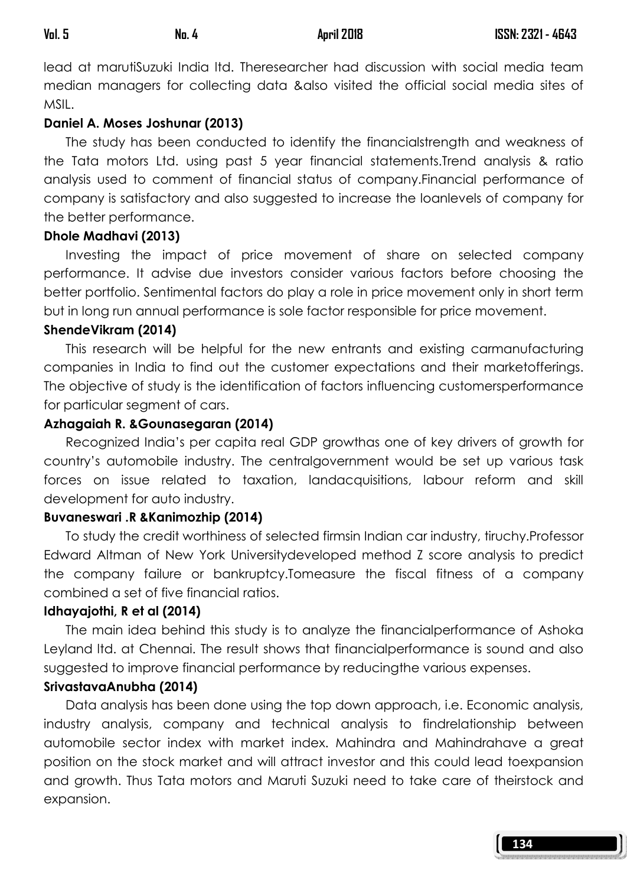lead at marutiSuzuki India ltd. Theresearcher had discussion with social media team median managers for collecting data &also visited the official social media sites of MSIL.

**Daniel A. Moses Joshunar (2013)**

The study has been conducted to identify the financialstrength and weakness of the Tata motors Ltd. using past 5 year financial statements.Trend analysis & ratio analysis used to comment of financial status of company.Financial performance of company is satisfactory and also suggested to increase the loanlevels of company for the better performance.

**Dhole Madhavi (2013)**

Investing the impact of price movement of share on selected company performance. It advise due investors consider various factors before choosing the better portfolio. Sentimental factors do play a role in price movement only in short term but in long run annual performance is sole factor responsible for price movement.

**ShendeVikram (2014)**

This research will be helpful for the new entrants and existing carmanufacturing companies in India to find out the customer expectations and their marketofferings. The objective of study is the identification of factors influencing customersperformance for particular segment of cars.

**Azhagaiah R. &Gounasegaran (2014)**

Recognized India's per capita real GDP growthas one of key drivers of growth for country's automobile industry. The centralgovernment would be set up various task forces on issue related to taxation, landacquisitions, labour reform and skill development for auto industry.

**Buvaneswari .R &Kanimozhip (2014)**

To study the credit worthiness of selected firmsin Indian car industry, tiruchy.Professor Edward Altman of New York Universitydeveloped method Z score analysis to predict the company failure or bankruptcy.Tomeasure the fiscal fitness of a company combined a set of five financial ratios.

**Idhayajothi, R et al (2014)**

The main idea behind this study is to analyze the financialperformance of Ashoka Leyland ltd. at Chennai. The result shows that financialperformance is sound and also suggested to improve financial performance by reducingthe various expenses.

**SrivastavaAnubha (2014)**

Data analysis has been done using the top down approach, i.e. Economic analysis, industry analysis, company and technical analysis to findrelationship between automobile sector index with market index. Mahindra and Mahindrahave a great position on the stock market and will attract investor and this could lead toexpansion and growth. Thus Tata motors and Maruti Suzuki need to take care of theirstock and expansion.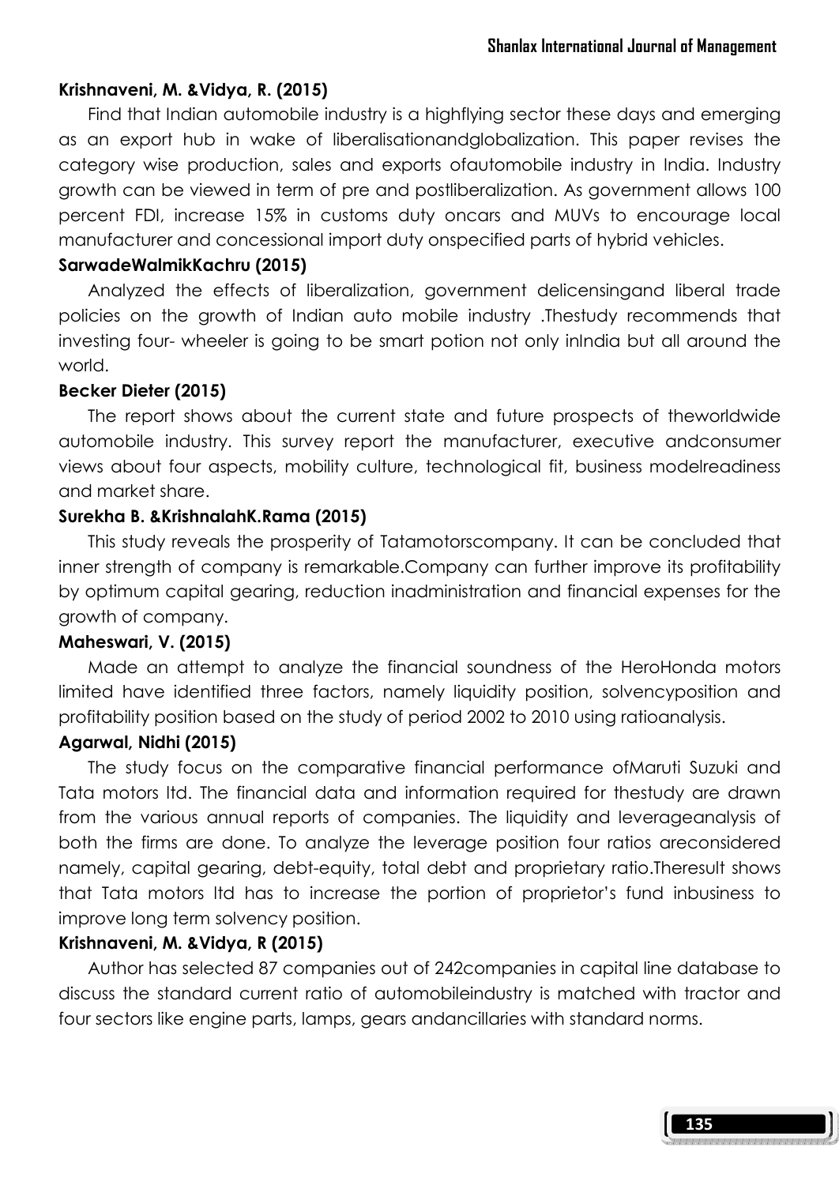**Krishnaveni, M. &Vidya, R. (2015)**

Find that Indian automobile industry is a highflying sector these days and emerging as an export hub in wake of liberalisationandglobalization. This paper revises the category wise production, sales and exports ofautomobile industry in India. Industry growth can be viewed in term of pre and postliberalization. As government allows 100 percent FDI, increase 15% in customs duty oncars and MUVs to encourage local manufacturer and concessional import duty onspecified parts of hybrid vehicles.

**SarwadeWalmikKachru (2015)**

Analyzed the effects of liberalization, government delicensingand liberal trade policies on the growth of Indian auto mobile industry .Thestudy recommends that investing four- wheeler is going to be smart potion not only inIndia but all around the world.

**Becker Dieter (2015)**

The report shows about the current state and future prospects of theworldwide automobile industry. This survey report the manufacturer, executive andconsumer views about four aspects, mobility culture, technological fit, business modelreadiness and market share.

**Surekha B. &KrishnalahK.Rama (2015)**

This study reveals the prosperity of Tatamotorscompany. It can be concluded that inner strength of company is remarkable.Company can further improve its profitability by optimum capital gearing, reduction inadministration and financial expenses for the growth of company.

**Maheswari, V. (2015)**

Made an attempt to analyze the financial soundness of the HeroHonda motors limited have identified three factors, namely liquidity position, solvencyposition and profitability position based on the study of period 2002 to 2010 using ratioanalysis.

**Agarwal, Nidhi (2015)**

The study focus on the comparative financial performance ofMaruti Suzuki and Tata motors ltd. The financial data and information required for thestudy are drawn from the various annual reports of companies. The liquidity and leverageanalysis of both the firms are done. To analyze the leverage position four ratios areconsidered namely, capital gearing, debt-equity, total debt and proprietary ratio.Theresult shows that Tata motors ltd has to increase the portion of proprietor's fund inbusiness to improve long term solvency position.

**Krishnaveni, M. &Vidya, R (2015)**

Author has selected 87 companies out of 242companies in capital line database to discuss the standard current ratio of automobileindustry is matched with tractor and four sectors like engine parts, lamps, gears andancillaries with standard norms.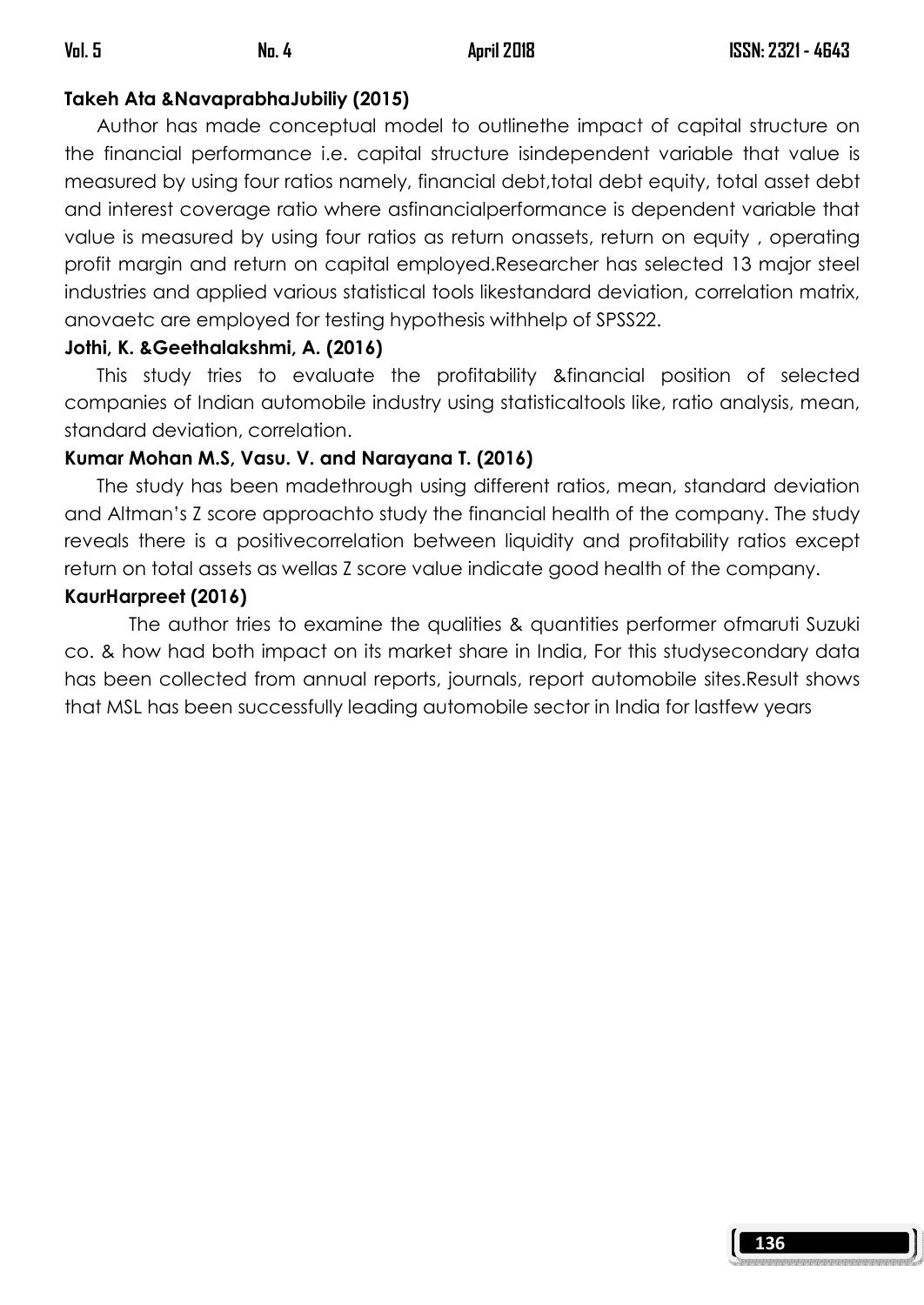**Takeh Ata &NavaprabhaJubiliy (2015)**

Author has made conceptual model to outlinethe impact of capital structure on the financial performance i.e. capital structure isindependent variable that value is measured by using four ratios namely, financial debt,total debt equity, total asset debt and interest coverage ratio where asfinancialperformance is dependent variable that value is measured by using four ratios as return onassets, return on equity , operating profit margin and return on capital employed.Researcher has selected 13 major steel industries and applied various statistical tools likestandard deviation, correlation matrix, anovaetc are employed for testing hypothesis withhelp of SPSS22.

**Jothi, K. &Geethalakshmi, A. (2016)**

This study tries to evaluate the profitability &financial position of selected companies of Indian automobile industry using statisticaltools like, ratio analysis, mean, standard deviation, correlation.

**Kumar Mohan M.S, Vasu. V. and Narayana T. (2016)**

The study has been madethrough using different ratios, mean, standard deviation and Altman's Z score approachto study the financial health of the company. The study reveals there is a positivecorrelation between liquidity and profitability ratios except return on total assets as wellas Z score value indicate good health of the company.

**KaurHarpreet (2016)**

The author tries to examine the qualities & quantities performer ofmaruti Suzuki co. & how had both impact on its market share in India, For this studysecondary data has been collected from annual reports, journals, report automobile sites.Result shows that MSL has been successfully leading automobile sector in India for lastfew years